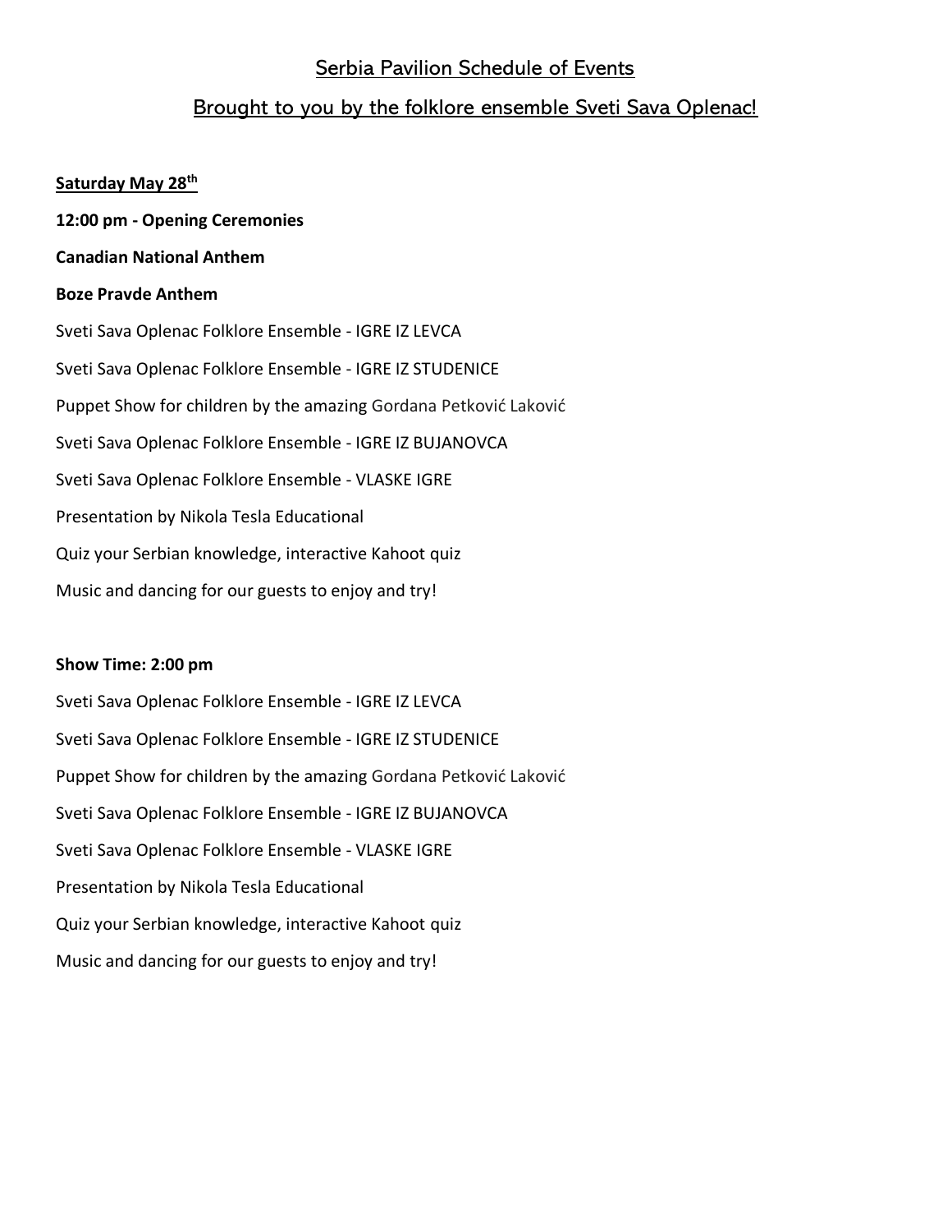## Serbia Pavilion Schedule of Events

## Brought to you by the folklore ensemble Sveti Sava Oplenac!

**Saturday May 28th**

**12:00 pm - Opening Ceremonies**

**Canadian National Anthem**

**Boze Pravde Anthem**

Sveti Sava Oplenac Folklore Ensemble - IGRE IZ LEVCA

Sveti Sava Oplenac Folklore Ensemble - IGRE IZ STUDENICE

Puppet Show for children by the amazing Gordana Petković Laković

Sveti Sava Oplenac Folklore Ensemble - IGRE IZ BUJANOVCA

Sveti Sava Oplenac Folklore Ensemble - VLASKE IGRE

Presentation by Nikola Tesla Educational

Quiz your Serbian knowledge, interactive Kahoot quiz

Music and dancing for our guests to enjoy and try!

**Show Time: 2:00 pm**

Sveti Sava Oplenac Folklore Ensemble - IGRE IZ LEVCA

Sveti Sava Oplenac Folklore Ensemble - IGRE IZ STUDENICE

Puppet Show for children by the amazing Gordana Petković Laković

Sveti Sava Oplenac Folklore Ensemble - IGRE IZ BUJANOVCA

Sveti Sava Oplenac Folklore Ensemble - VLASKE IGRE

Presentation by Nikola Tesla Educational

Quiz your Serbian knowledge, interactive Kahoot quiz

Music and dancing for our guests to enjoy and try!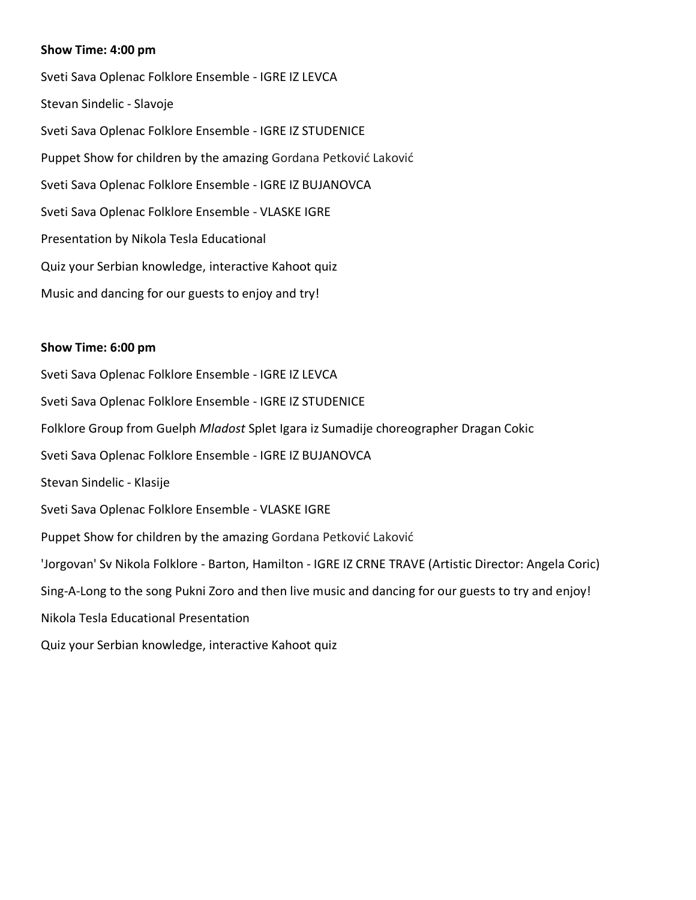**Show Time: 4:00 pm**

Sveti Sava Oplenac Folklore Ensemble - IGRE IZ LEVCA

Stevan Sindelic - Slavoje

Sveti Sava Oplenac Folklore Ensemble - IGRE IZ STUDENICE

Puppet Show for children by the amazing Gordana Petković Laković

Sveti Sava Oplenac Folklore Ensemble - IGRE IZ BUJANOVCA

Sveti Sava Oplenac Folklore Ensemble - VLASKE IGRE

Presentation by Nikola Tesla Educational

Quiz your Serbian knowledge, interactive Kahoot quiz

Music and dancing for our guests to enjoy and try!

**Show Time: 6:00 pm**

Sveti Sava Oplenac Folklore Ensemble - IGRE IZ LEVCA

Sveti Sava Oplenac Folklore Ensemble - IGRE IZ STUDENICE

Folklore Group from Guelph *Mladost* Splet Igara iz Sumadije choreographer Dragan Cokic

Sveti Sava Oplenac Folklore Ensemble - IGRE IZ BUJANOVCA

Stevan Sindelic - Klasije

Sveti Sava Oplenac Folklore Ensemble - VLASKE IGRE

Puppet Show for children by the amazing Gordana Petković Laković

'Jorgovan' Sv Nikola Folklore - Barton, Hamilton - IGRE IZ CRNE TRAVE (Artistic Director: Angela Coric)

Sing-A-Long to the song Pukni Zoro and then live music and dancing for our guests to try and enjoy!

Nikola Tesla Educational Presentation

Quiz your Serbian knowledge, interactive Kahoot quiz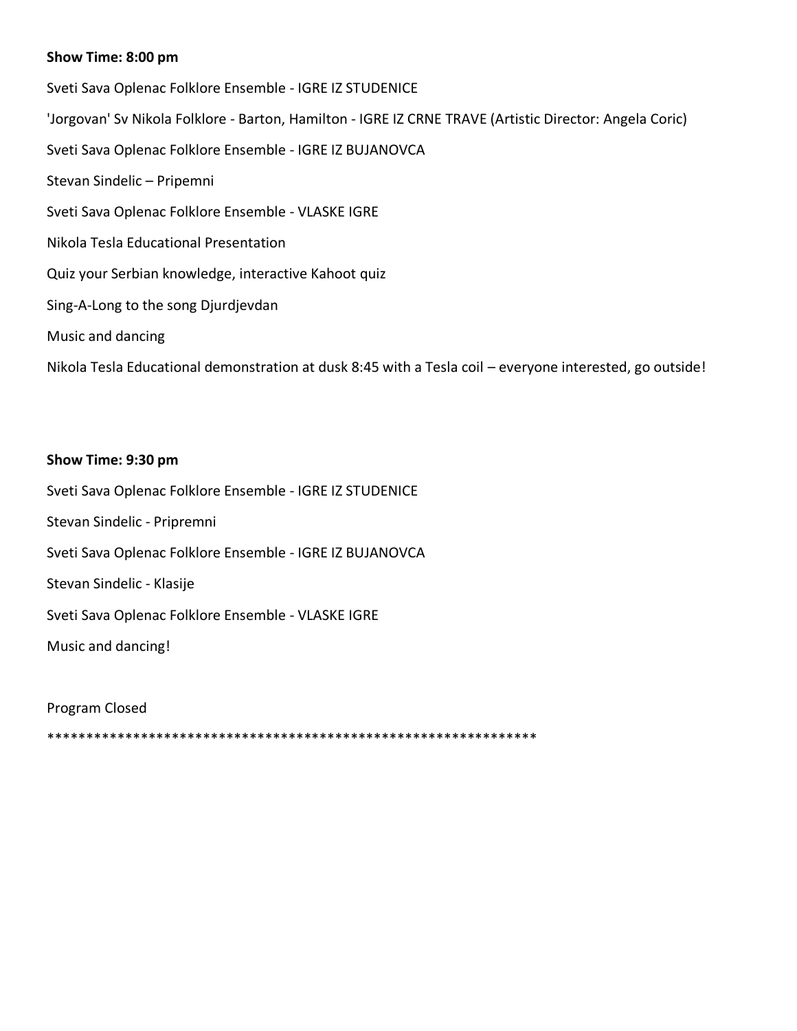**Show Time: 8:00 pm**

Sveti Sava Oplenac Folklore Ensemble - IGRE IZ STUDENICE

'Jorgovan' Sv Nikola Folklore - Barton, Hamilton - IGRE IZ CRNE TRAVE (Artistic Director: Angela Coric)

Sveti Sava Oplenac Folklore Ensemble - IGRE IZ BUJANOVCA

Stevan Sindelic – Pripemni

Sveti Sava Oplenac Folklore Ensemble - VLASKE IGRE

Nikola Tesla Educational Presentation

Quiz your Serbian knowledge, interactive Kahoot quiz

Sing-A-Long to the song Djurdjevdan

Music and dancing

Nikola Tesla Educational demonstration at dusk 8:45 with a Tesla coil – everyone interested, go outside!

**Show Time: 9:30 pm**

Sveti Sava Oplenac Folklore Ensemble - IGRE IZ STUDENICE

Stevan Sindelic - Pripremni

Sveti Sava Oplenac Folklore Ensemble - IGRE IZ BUJANOVCA

Stevan Sindelic - Klasije

Sveti Sava Oplenac Folklore Ensemble - VLASKE IGRE

Music and dancing!

Program Closed

*****************************************************************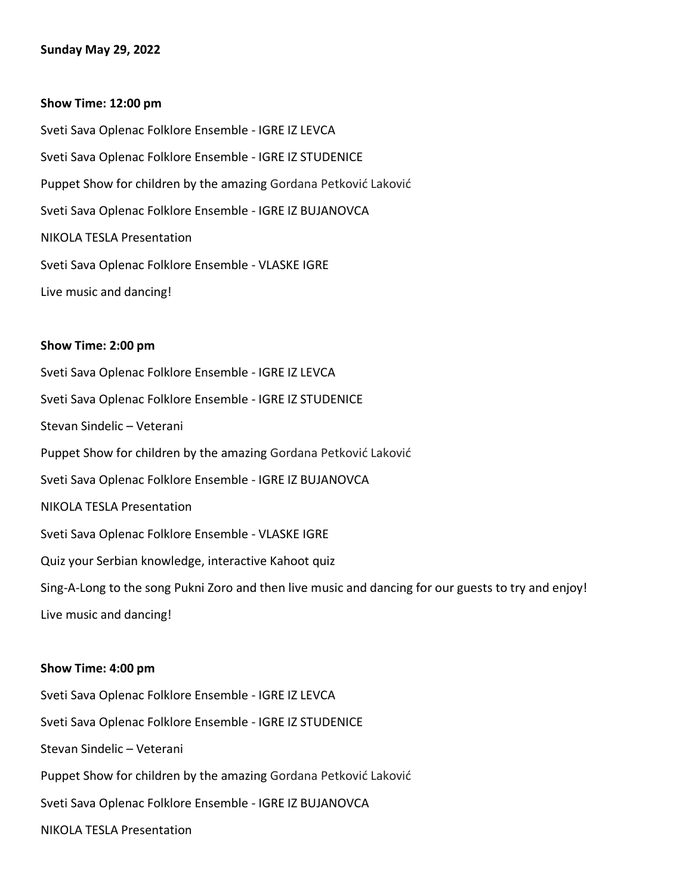**Sunday May 29, 2022**

**Show Time: 12:00 pm**

Sveti Sava Oplenac Folklore Ensemble - IGRE IZ LEVCA

Sveti Sava Oplenac Folklore Ensemble - IGRE IZ STUDENICE

Puppet Show for children by the amazing Gordana Petković Laković

Sveti Sava Oplenac Folklore Ensemble - IGRE IZ BUJANOVCA

NIKOLA TESLA Presentation

Sveti Sava Oplenac Folklore Ensemble - VLASKE IGRE

Live music and dancing!

**Show Time: 2:00 pm**

Sveti Sava Oplenac Folklore Ensemble - IGRE IZ LEVCA

Sveti Sava Oplenac Folklore Ensemble - IGRE IZ STUDENICE

Stevan Sindelic – Veterani

Puppet Show for children by the amazing Gordana Petković Laković

Sveti Sava Oplenac Folklore Ensemble - IGRE IZ BUJANOVCA

NIKOLA TESLA Presentation

Sveti Sava Oplenac Folklore Ensemble - VLASKE IGRE

Quiz your Serbian knowledge, interactive Kahoot quiz

Sing-A-Long to the song Pukni Zoro and then live music and dancing for our guests to try and enjoy!

Live music and dancing!

**Show Time: 4:00 pm**

Sveti Sava Oplenac Folklore Ensemble - IGRE IZ LEVCA

Sveti Sava Oplenac Folklore Ensemble - IGRE IZ STUDENICE

Stevan Sindelic – Veterani

Puppet Show for children by the amazing Gordana Petković Laković

Sveti Sava Oplenac Folklore Ensemble - IGRE IZ BUJANOVCA

NIKOLA TESLA Presentation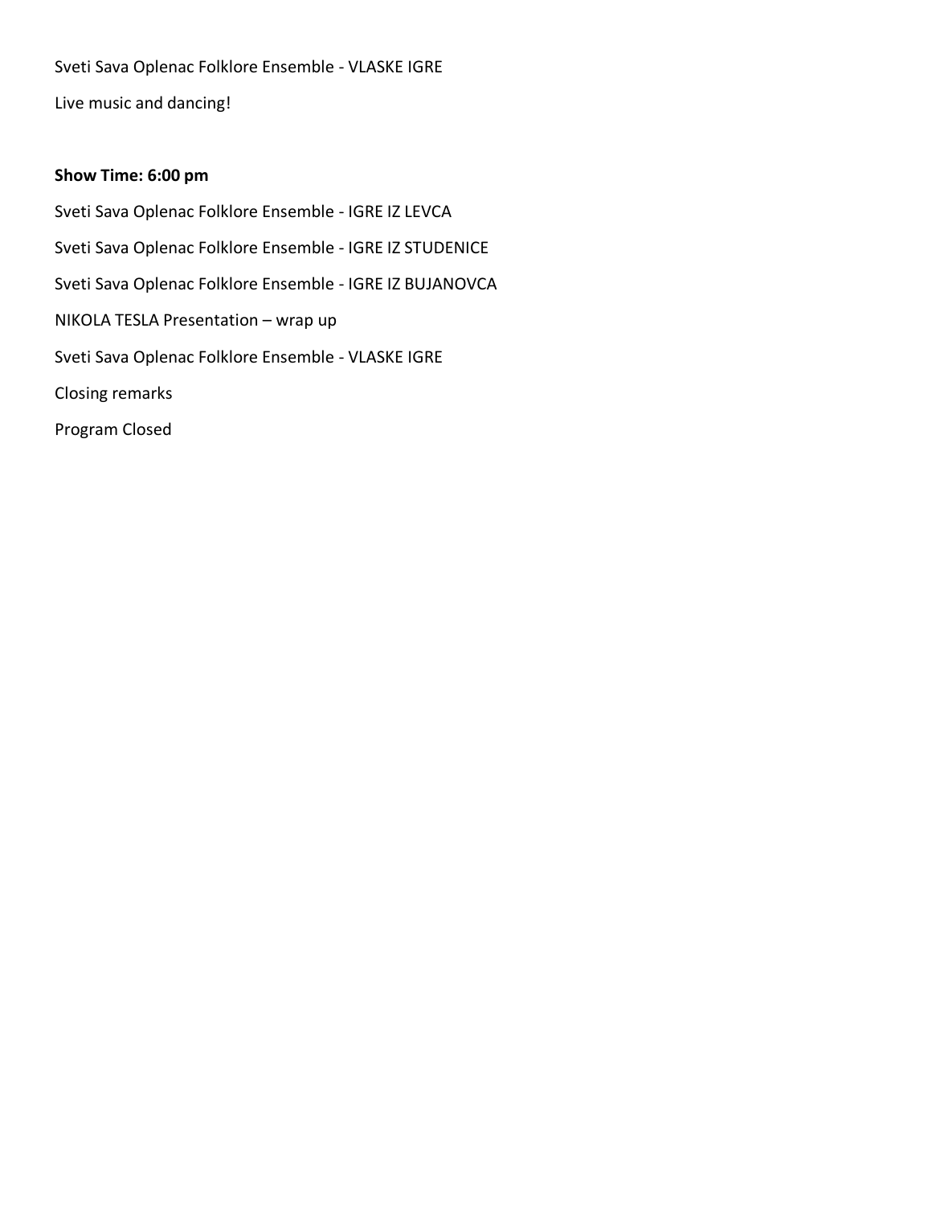Sveti Sava Oplenac Folklore Ensemble - VLASKE IGRE

Live music and dancing!

**Show Time: 6:00 pm**

Sveti Sava Oplenac Folklore Ensemble - IGRE IZ LEVCA

Sveti Sava Oplenac Folklore Ensemble - IGRE IZ STUDENICE

Sveti Sava Oplenac Folklore Ensemble - IGRE IZ BUJANOVCA

NIKOLA TESLA Presentation – wrap up

Sveti Sava Oplenac Folklore Ensemble - VLASKE IGRE

Closing remarks

Program Closed